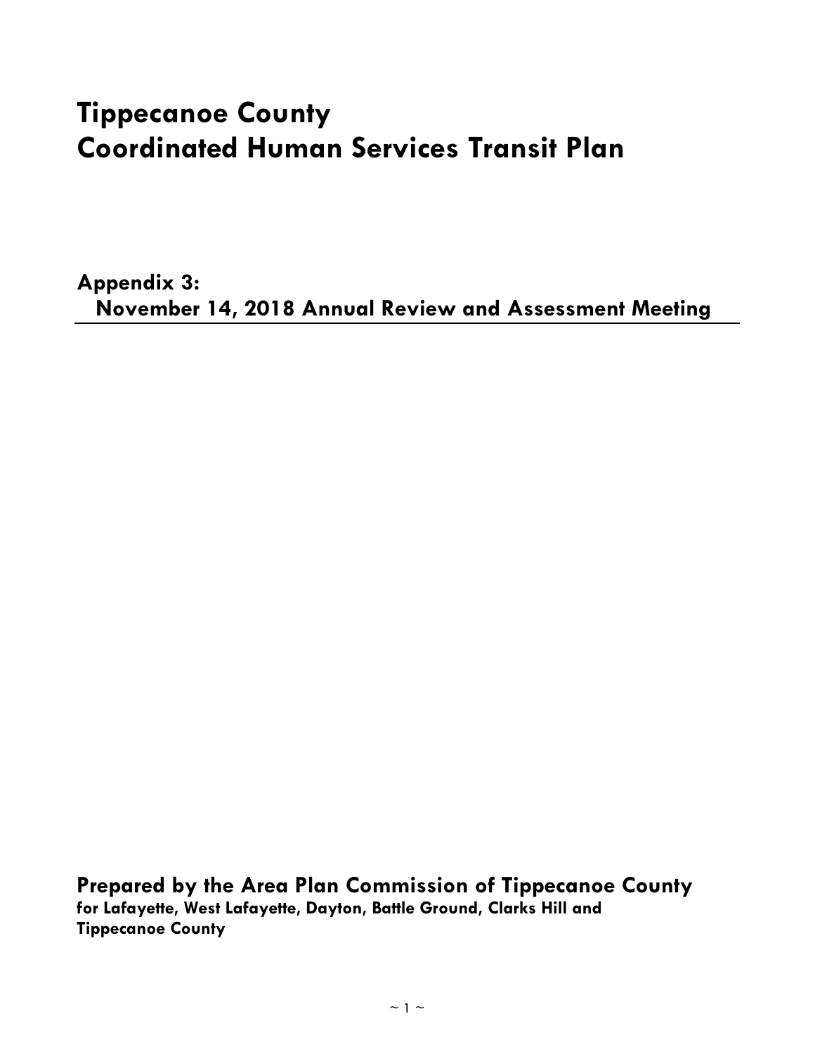# Tippecanoe County
# Coordinated Human Services Transit Plan

## Appendix 3:
## November 14, 2018 Annual Review and Assessment Meeting

**Prepared by the Area Plan Commission of Tippecanoe County**
**for Lafayette, West Lafayette, Dayton, Battle Ground, Clarks Hill and Tippecanoe County**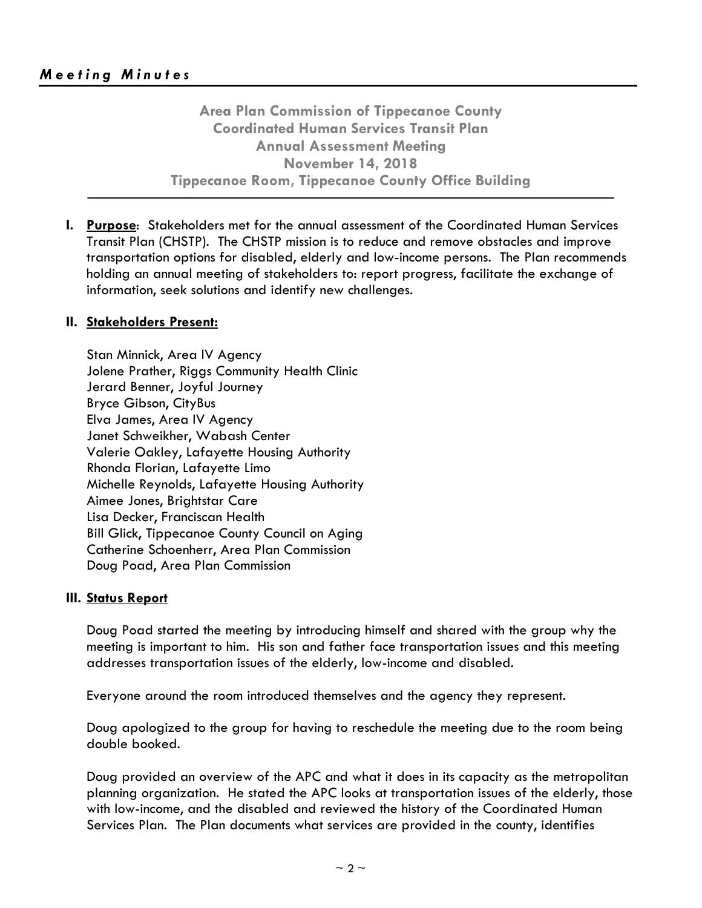*Meeting Minutes*

**Area Plan Commission of Tippecanoe County**
**Coordinated Human Services Transit Plan**
**Annual Assessment Meeting**
**November 14, 2018**
**Tippecanoe Room, Tippecanoe County Office Building**

**I. <u>Purpose</u>**: Stakeholders met for the annual assessment of the Coordinated Human Services Transit Plan (CHSTP). The CHSTP mission is to reduce and remove obstacles and improve transportation options for disabled, elderly and low-income persons. The Plan recommends holding an annual meeting of stakeholders to: report progress, facilitate the exchange of information, seek solutions and identify new challenges.

**II. <u>Stakeholders Present:</u>**

Stan Minnick, Area IV Agency
Jolene Prather, Riggs Community Health Clinic
Jerard Benner, Joyful Journey
Bryce Gibson, CityBus
Elva James, Area IV Agency
Janet Schweikher, Wabash Center
Valerie Oakley, Lafayette Housing Authority
Rhonda Florian, Lafayette Limo
Michelle Reynolds, Lafayette Housing Authority
Aimee Jones, Brightstar Care
Lisa Decker, Franciscan Health
Bill Glick, Tippecanoe County Council on Aging
Catherine Schoenherr, Area Plan Commission
Doug Poad, Area Plan Commission

**III. <u>Status Report</u>**

Doug Poad started the meeting by introducing himself and shared with the group why the meeting is important to him. His son and father face transportation issues and this meeting addresses transportation issues of the elderly, low-income and disabled.

Everyone around the room introduced themselves and the agency they represent.

Doug apologized to the group for having to reschedule the meeting due to the room being double booked.

Doug provided an overview of the APC and what it does in its capacity as the metropolitan planning organization. He stated the APC looks at transportation issues of the elderly, those with low-income, and the disabled and reviewed the history of the Coordinated Human Services Plan. The Plan documents what services are provided in the county, identifies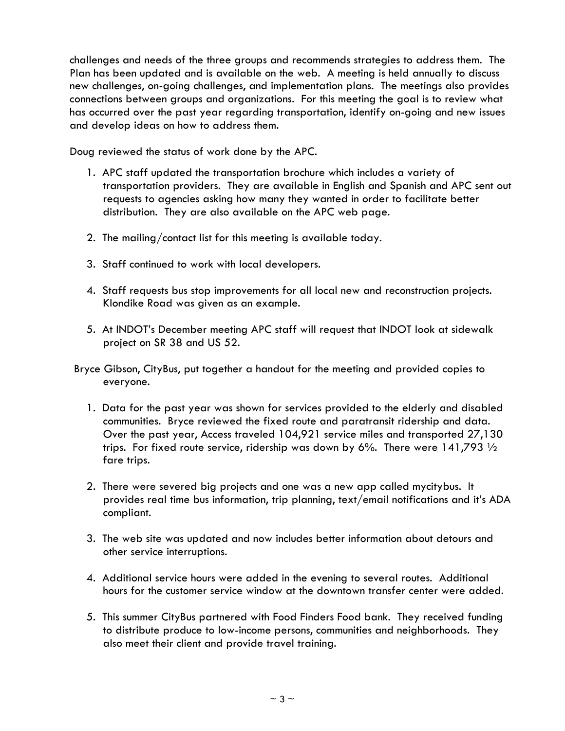challenges and needs of the three groups and recommends strategies to address them. The Plan has been updated and is available on the web. A meeting is held annually to discuss new challenges, on-going challenges, and implementation plans. The meetings also provides connections between groups and organizations. For this meeting the goal is to review what has occurred over the past year regarding transportation, identify on-going and new issues and develop ideas on how to address them.

Doug reviewed the status of work done by the APC.

1. APC staff updated the transportation brochure which includes a variety of transportation providers. They are available in English and Spanish and APC sent out requests to agencies asking how many they wanted in order to facilitate better distribution. They are also available on the APC web page.

2. The mailing/contact list for this meeting is available today.

3. Staff continued to work with local developers.

4. Staff requests bus stop improvements for all local new and reconstruction projects. Klondike Road was given as an example.

5. At INDOT's December meeting APC staff will request that INDOT look at sidewalk project on SR 38 and US 52.

Bryce Gibson, CityBus, put together a handout for the meeting and provided copies to everyone.

1. Data for the past year was shown for services provided to the elderly and disabled communities. Bryce reviewed the fixed route and paratransit ridership and data. Over the past year, Access traveled 104,921 service miles and transported 27,130 trips. For fixed route service, ridership was down by 6%. There were 141,793 ½ fare trips.

2. There were severed big projects and one was a new app called mycitybus. It provides real time bus information, trip planning, text/email notifications and it's ADA compliant.

3. The web site was updated and now includes better information about detours and other service interruptions.

4. Additional service hours were added in the evening to several routes. Additional hours for the customer service window at the downtown transfer center were added.

5. This summer CityBus partnered with Food Finders Food bank. They received funding to distribute produce to low-income persons, communities and neighborhoods. They also meet their client and provide travel training.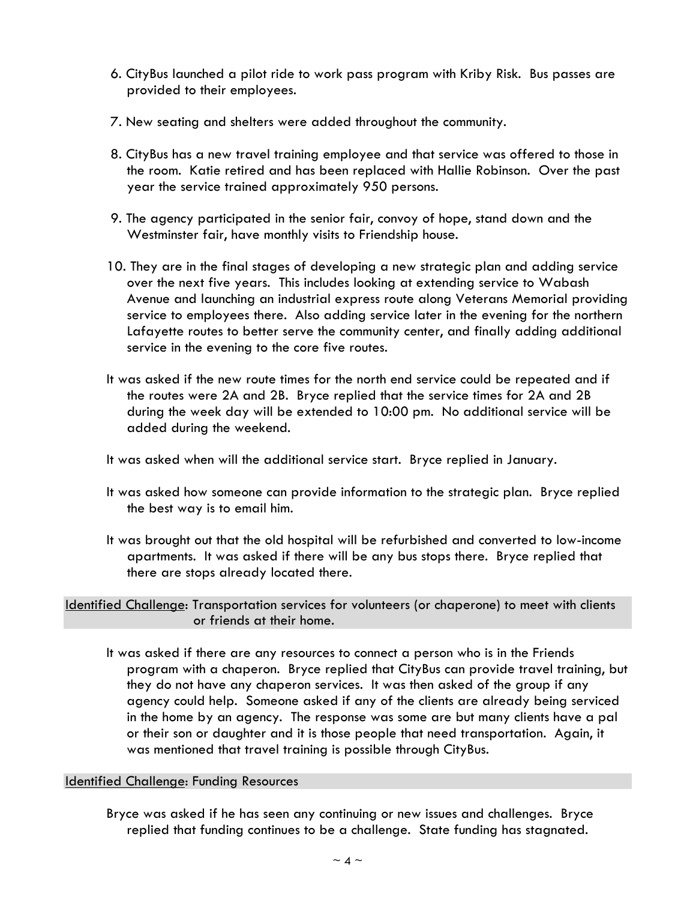6. CityBus launched a pilot ride to work pass program with Kriby Risk. Bus passes are provided to their employees.

7. New seating and shelters were added throughout the community.

8. CityBus has a new travel training employee and that service was offered to those in the room. Katie retired and has been replaced with Hallie Robinson. Over the past year the service trained approximately 950 persons.

9. The agency participated in the senior fair, convoy of hope, stand down and the Westminster fair, have monthly visits to Friendship house.

10. They are in the final stages of developing a new strategic plan and adding service over the next five years. This includes looking at extending service to Wabash Avenue and launching an industrial express route along Veterans Memorial providing service to employees there. Also adding service later in the evening for the northern Lafayette routes to better serve the community center, and finally adding additional service in the evening to the core five routes.

It was asked if the new route times for the north end service could be repeated and if the routes were 2A and 2B. Bryce replied that the service times for 2A and 2B during the week day will be extended to 10:00 pm. No additional service will be added during the weekend.

It was asked when will the additional service start. Bryce replied in January.

It was asked how someone can provide information to the strategic plan. Bryce replied the best way is to email him.

It was brought out that the old hospital will be refurbished and converted to low-income apartments. It was asked if there will be any bus stops there. Bryce replied that there are stops already located there.

<u>Identified Challenge</u>: Transportation services for volunteers (or chaperone) to meet with clients or friends at their home.

It was asked if there are any resources to connect a person who is in the Friends program with a chaperon. Bryce replied that CityBus can provide travel training, but they do not have any chaperon services. It was then asked of the group if any agency could help. Someone asked if any of the clients are already being serviced in the home by an agency. The response was some are but many clients have a pal or their son or daughter and it is those people that need transportation. Again, it was mentioned that travel training is possible through CityBus.

<u>Identified Challenge</u>: Funding Resources

Bryce was asked if he has seen any continuing or new issues and challenges. Bryce replied that funding continues to be a challenge. State funding has stagnated.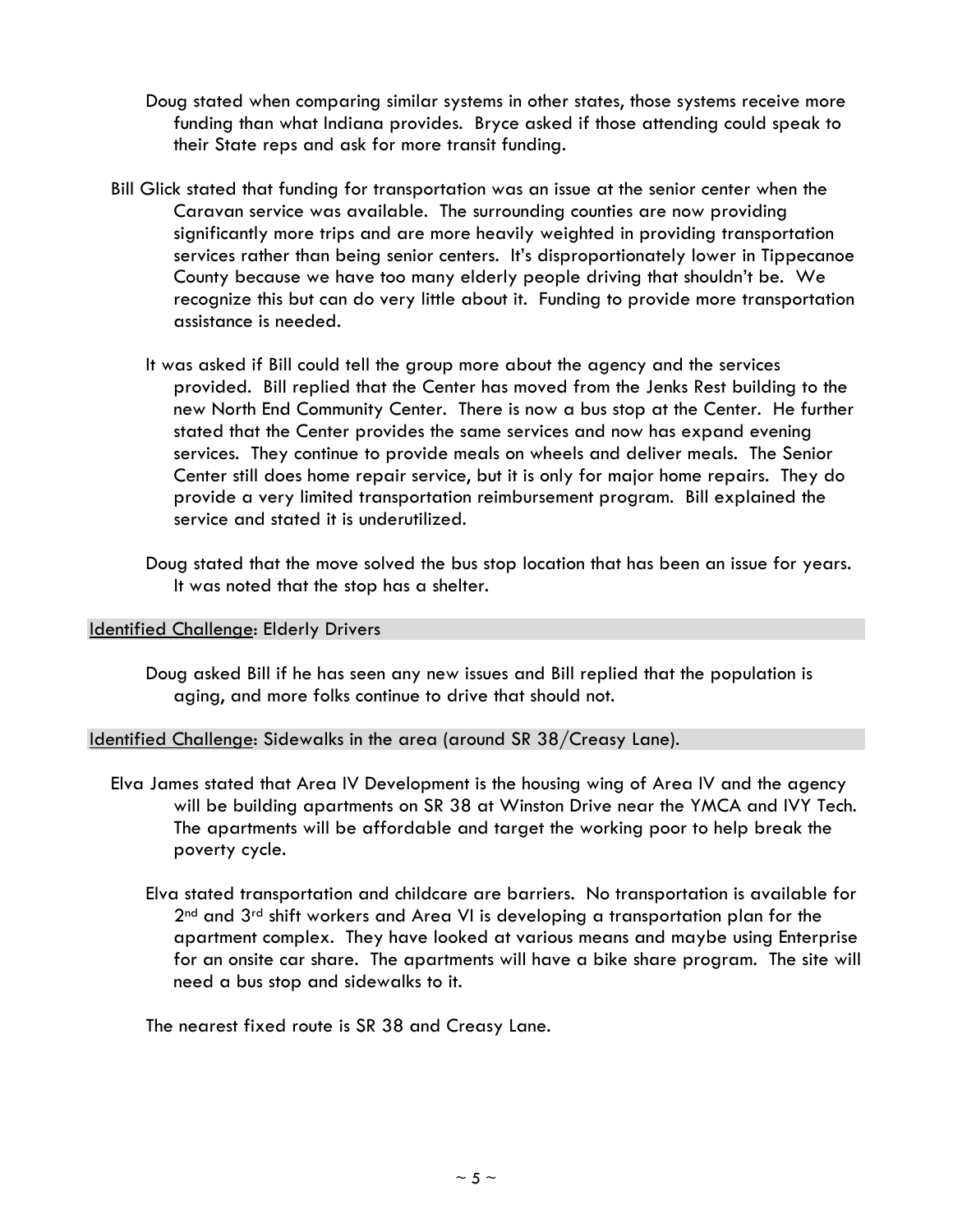Doug stated when comparing similar systems in other states, those systems receive more funding than what Indiana provides. Bryce asked if those attending could speak to their State reps and ask for more transit funding.

Bill Glick stated that funding for transportation was an issue at the senior center when the Caravan service was available. The surrounding counties are now providing significantly more trips and are more heavily weighted in providing transportation services rather than being senior centers. It's disproportionately lower in Tippecanoe County because we have too many elderly people driving that shouldn't be. We recognize this but can do very little about it. Funding to provide more transportation assistance is needed.

It was asked if Bill could tell the group more about the agency and the services provided. Bill replied that the Center has moved from the Jenks Rest building to the new North End Community Center. There is now a bus stop at the Center. He further stated that the Center provides the same services and now has expand evening services. They continue to provide meals on wheels and deliver meals. The Senior Center still does home repair service, but it is only for major home repairs. They do provide a very limited transportation reimbursement program. Bill explained the service and stated it is underutilized.

Doug stated that the move solved the bus stop location that has been an issue for years. It was noted that the stop has a shelter.

<u>Identified Challenge</u>: Elderly Drivers

Doug asked Bill if he has seen any new issues and Bill replied that the population is aging, and more folks continue to drive that should not.

<u>Identified Challenge</u>: Sidewalks in the area (around SR 38/Creasy Lane).

Elva James stated that Area IV Development is the housing wing of Area IV and the agency will be building apartments on SR 38 at Winston Drive near the YMCA and IVY Tech. The apartments will be affordable and target the working poor to help break the poverty cycle.

Elva stated transportation and childcare are barriers. No transportation is available for 2nd and 3rd shift workers and Area VI is developing a transportation plan for the apartment complex. They have looked at various means and maybe using Enterprise for an onsite car share. The apartments will have a bike share program. The site will need a bus stop and sidewalks to it.

The nearest fixed route is SR 38 and Creasy Lane.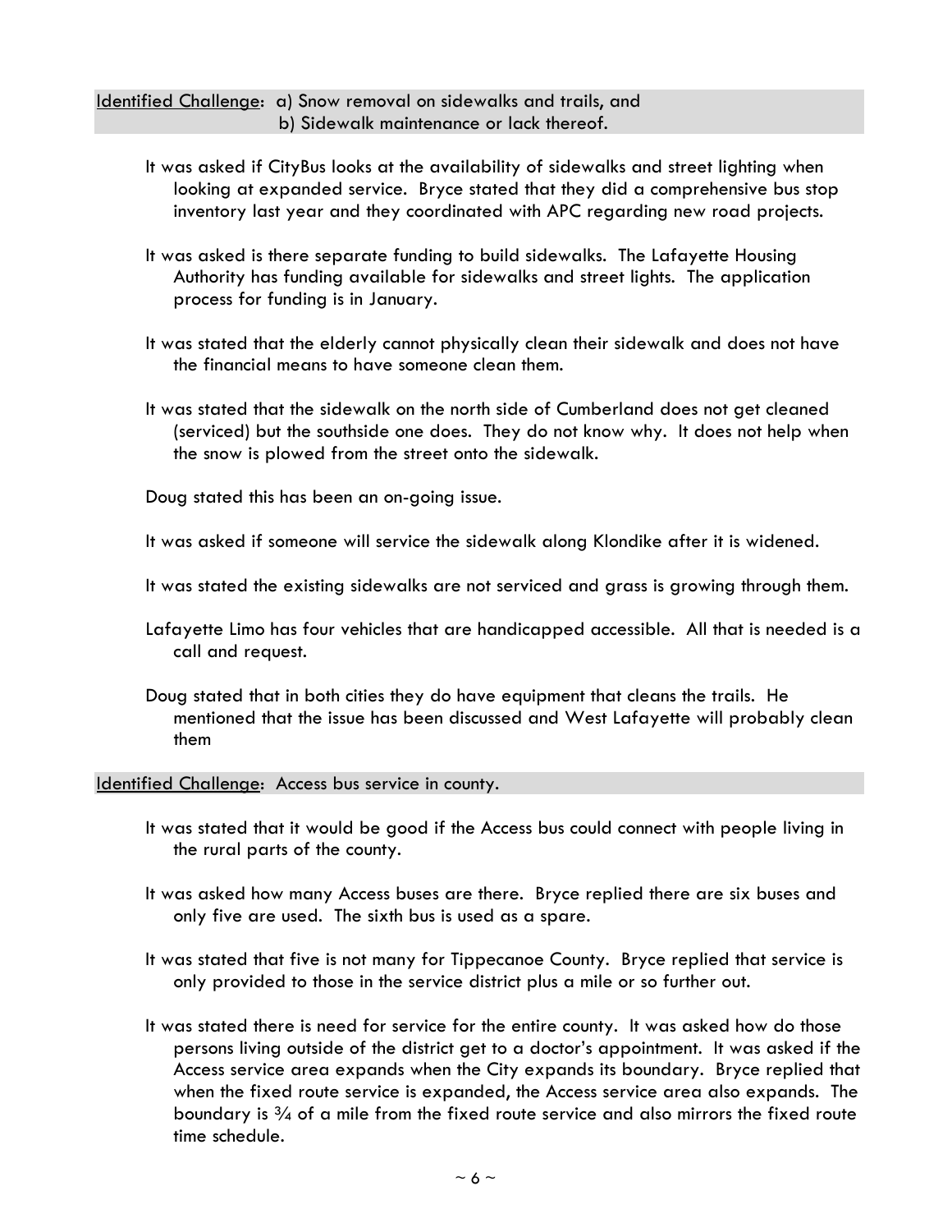Identified Challenge: a) Snow removal on sidewalks and trails, and
b) Sidewalk maintenance or lack thereof.

It was asked if CityBus looks at the availability of sidewalks and street lighting when looking at expanded service. Bryce stated that they did a comprehensive bus stop inventory last year and they coordinated with APC regarding new road projects.

It was asked is there separate funding to build sidewalks. The Lafayette Housing Authority has funding available for sidewalks and street lights. The application process for funding is in January.

It was stated that the elderly cannot physically clean their sidewalk and does not have the financial means to have someone clean them.

It was stated that the sidewalk on the north side of Cumberland does not get cleaned (serviced) but the southside one does. They do not know why. It does not help when the snow is plowed from the street onto the sidewalk.

Doug stated this has been an on-going issue.

It was asked if someone will service the sidewalk along Klondike after it is widened.

It was stated the existing sidewalks are not serviced and grass is growing through them.

Lafayette Limo has four vehicles that are handicapped accessible. All that is needed is a call and request.

Doug stated that in both cities they do have equipment that cleans the trails. He mentioned that the issue has been discussed and West Lafayette will probably clean them

Identified Challenge: Access bus service in county.

It was stated that it would be good if the Access bus could connect with people living in the rural parts of the county.

It was asked how many Access buses are there. Bryce replied there are six buses and only five are used. The sixth bus is used as a spare.

It was stated that five is not many for Tippecanoe County. Bryce replied that service is only provided to those in the service district plus a mile or so further out.

It was stated there is need for service for the entire county. It was asked how do those persons living outside of the district get to a doctor's appointment. It was asked if the Access service area expands when the City expands its boundary. Bryce replied that when the fixed route service is expanded, the Access service area also expands. The boundary is ¾ of a mile from the fixed route service and also mirrors the fixed route time schedule.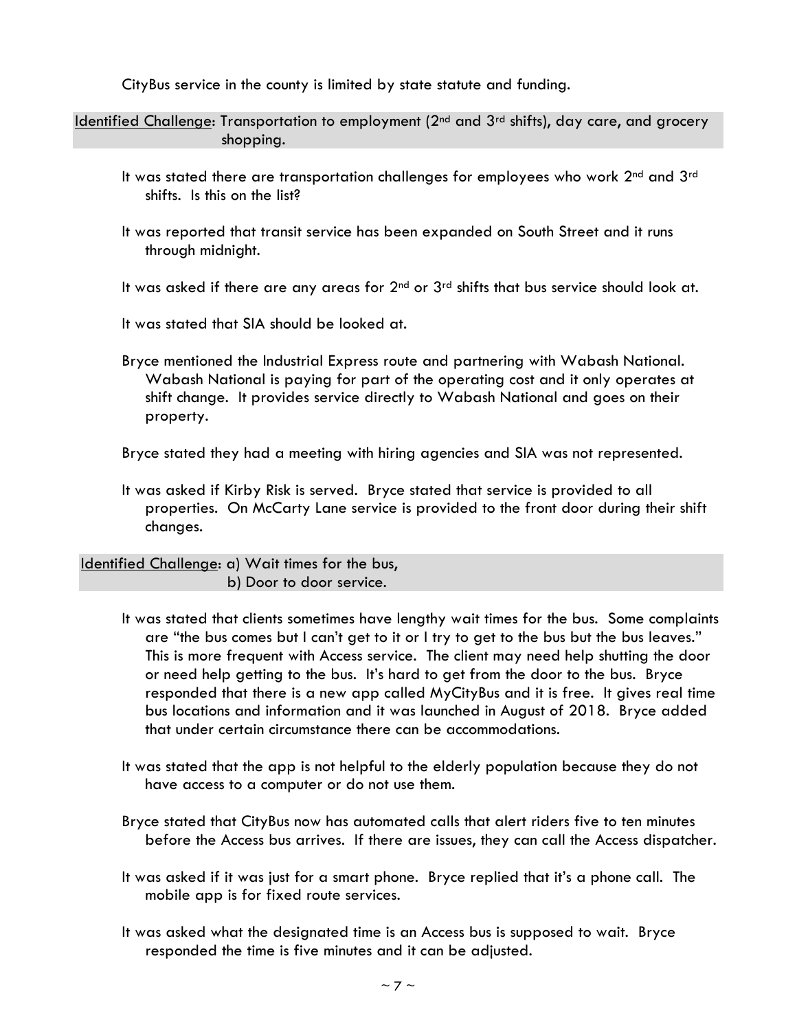CityBus service in the county is limited by state statute and funding.

Identified Challenge: Transportation to employment (2nd and 3rd shifts), day care, and grocery shopping.

It was stated there are transportation challenges for employees who work 2nd and 3rd shifts. Is this on the list?

It was reported that transit service has been expanded on South Street and it runs through midnight.

It was asked if there are any areas for 2nd or 3rd shifts that bus service should look at.

It was stated that SIA should be looked at.

Bryce mentioned the Industrial Express route and partnering with Wabash National. Wabash National is paying for part of the operating cost and it only operates at shift change. It provides service directly to Wabash National and goes on their property.

Bryce stated they had a meeting with hiring agencies and SIA was not represented.

It was asked if Kirby Risk is served. Bryce stated that service is provided to all properties. On McCarty Lane service is provided to the front door during their shift changes.

Identified Challenge: a) Wait times for the bus,
b) Door to door service.

It was stated that clients sometimes have lengthy wait times for the bus. Some complaints are "the bus comes but I can't get to it or I try to get to the bus but the bus leaves." This is more frequent with Access service. The client may need help shutting the door or need help getting to the bus. It's hard to get from the door to the bus. Bryce responded that there is a new app called MyCityBus and it is free. It gives real time bus locations and information and it was launched in August of 2018. Bryce added that under certain circumstance there can be accommodations.

It was stated that the app is not helpful to the elderly population because they do not have access to a computer or do not use them.

Bryce stated that CityBus now has automated calls that alert riders five to ten minutes before the Access bus arrives. If there are issues, they can call the Access dispatcher.

It was asked if it was just for a smart phone. Bryce replied that it's a phone call. The mobile app is for fixed route services.

It was asked what the designated time is an Access bus is supposed to wait. Bryce responded the time is five minutes and it can be adjusted.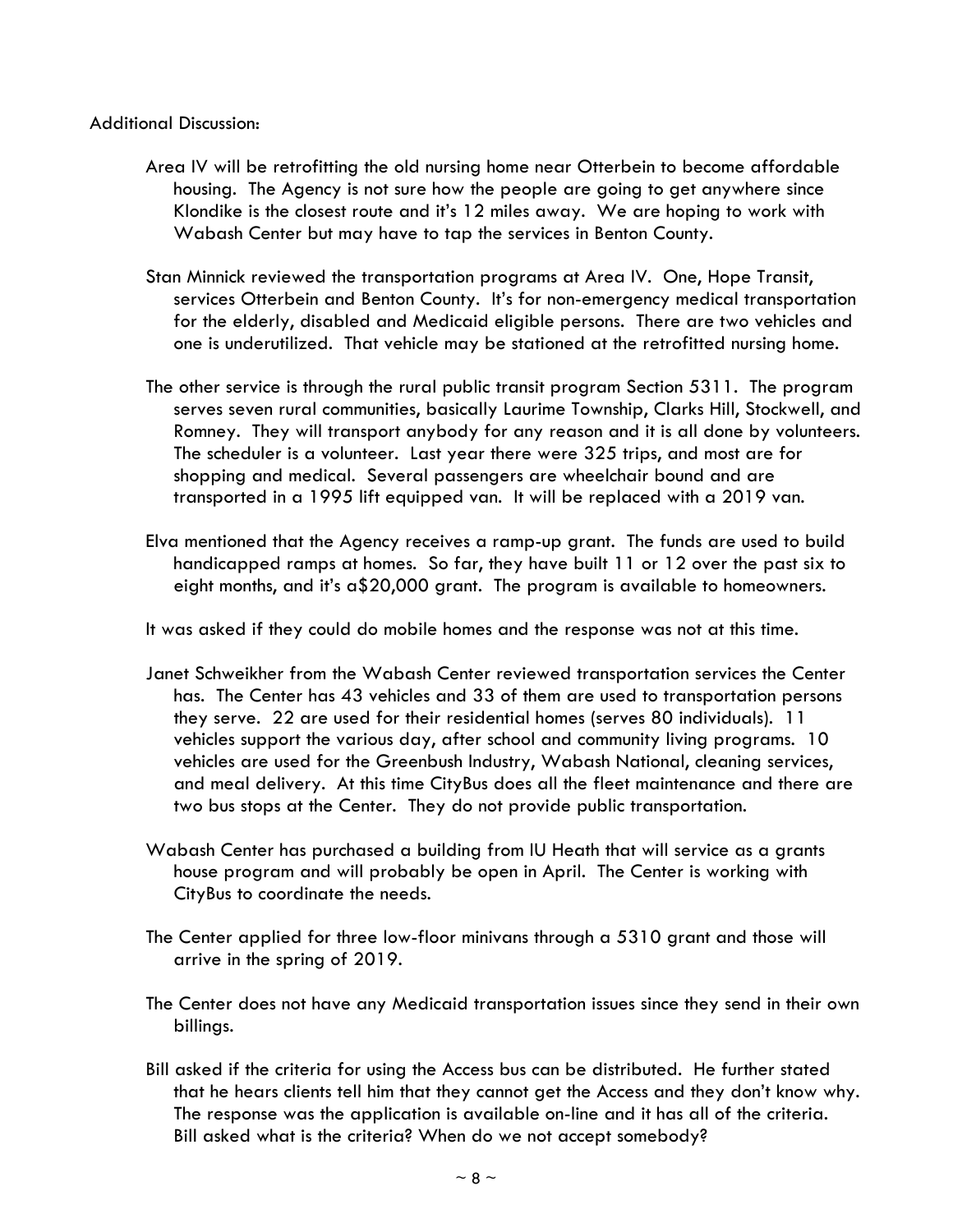Additional Discussion:

Area IV will be retrofitting the old nursing home near Otterbein to become affordable housing. The Agency is not sure how the people are going to get anywhere since Klondike is the closest route and it's 12 miles away. We are hoping to work with Wabash Center but may have to tap the services in Benton County.

Stan Minnick reviewed the transportation programs at Area IV. One, Hope Transit, services Otterbein and Benton County. It's for non-emergency medical transportation for the elderly, disabled and Medicaid eligible persons. There are two vehicles and one is underutilized. That vehicle may be stationed at the retrofitted nursing home.

The other service is through the rural public transit program Section 5311. The program serves seven rural communities, basically Laurime Township, Clarks Hill, Stockwell, and Romney. They will transport anybody for any reason and it is all done by volunteers. The scheduler is a volunteer. Last year there were 325 trips, and most are for shopping and medical. Several passengers are wheelchair bound and are transported in a 1995 lift equipped van. It will be replaced with a 2019 van.

Elva mentioned that the Agency receives a ramp-up grant. The funds are used to build handicapped ramps at homes. So far, they have built 11 or 12 over the past six to eight months, and it's a$20,000 grant. The program is available to homeowners.

It was asked if they could do mobile homes and the response was not at this time.

Janet Schweikher from the Wabash Center reviewed transportation services the Center has. The Center has 43 vehicles and 33 of them are used to transportation persons they serve. 22 are used for their residential homes (serves 80 individuals). 11 vehicles support the various day, after school and community living programs. 10 vehicles are used for the Greenbush Industry, Wabash National, cleaning services, and meal delivery. At this time CityBus does all the fleet maintenance and there are two bus stops at the Center. They do not provide public transportation.

Wabash Center has purchased a building from IU Heath that will service as a grants house program and will probably be open in April. The Center is working with CityBus to coordinate the needs.

The Center applied for three low-floor minivans through a 5310 grant and those will arrive in the spring of 2019.

The Center does not have any Medicaid transportation issues since they send in their own billings.

Bill asked if the criteria for using the Access bus can be distributed. He further stated that he hears clients tell him that they cannot get the Access and they don't know why. The response was the application is available on-line and it has all of the criteria. Bill asked what is the criteria? When do we not accept somebody?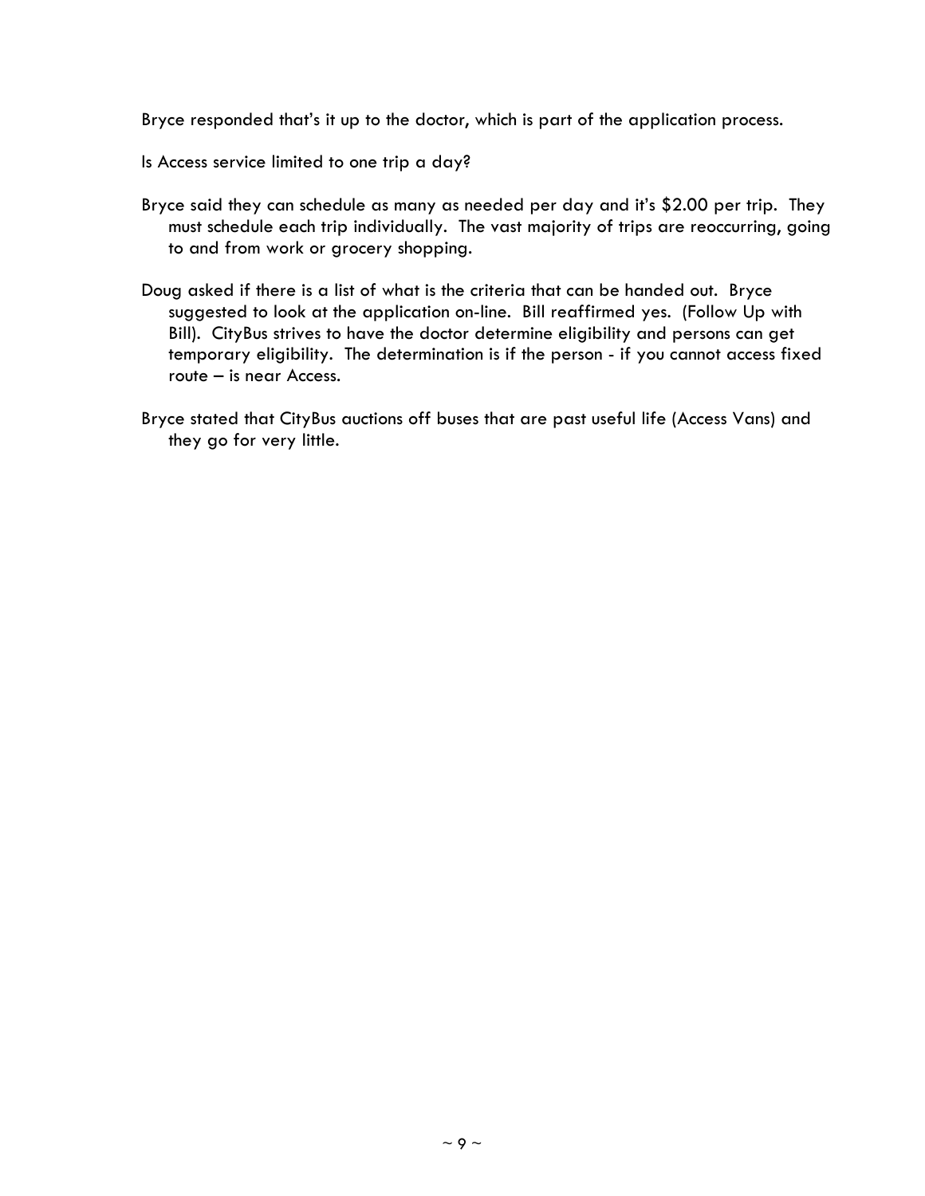Bryce responded that's it up to the doctor, which is part of the application process.

Is Access service limited to one trip a day?

Bryce said they can schedule as many as needed per day and it's $2.00 per trip. They must schedule each trip individually. The vast majority of trips are reoccurring, going to and from work or grocery shopping.

Doug asked if there is a list of what is the criteria that can be handed out. Bryce suggested to look at the application on-line. Bill reaffirmed yes. (Follow Up with Bill). CityBus strives to have the doctor determine eligibility and persons can get temporary eligibility. The determination is if the person - if you cannot access fixed route – is near Access.

Bryce stated that CityBus auctions off buses that are past useful life (Access Vans) and they go for very little.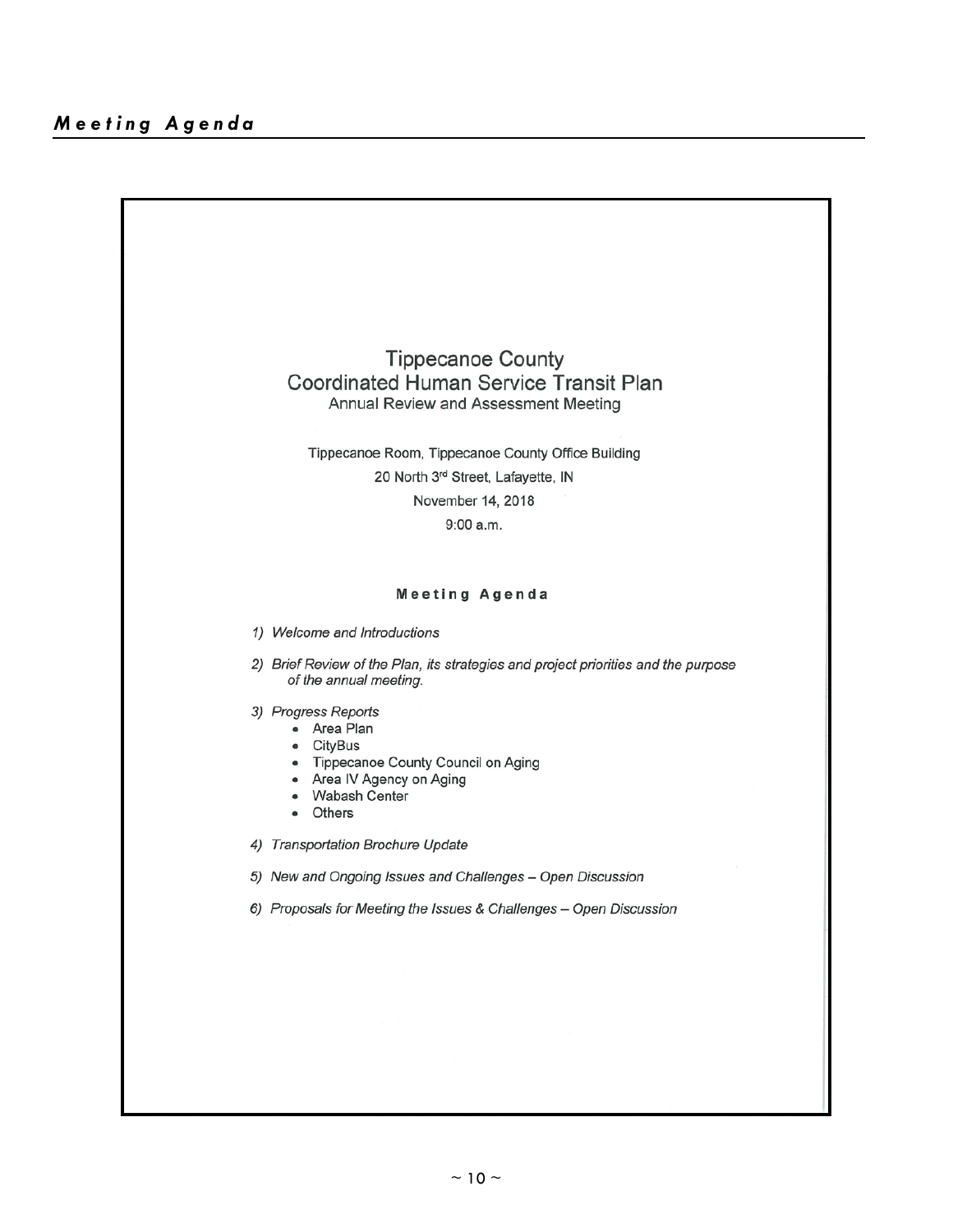## *Meeting Agenda*

# Tippecanoe County
## Coordinated Human Service Transit Plan
### Annual Review and Assessment Meeting

Tippecanoe Room, Tippecanoe County Office Building

20 North 3rd Street, Lafayette, IN

November 14, 2018

9:00 a.m.

### Meeting Agenda

1) *Welcome and Introductions*

2) *Brief Review of the Plan, its strategies and project priorities and the purpose of the annual meeting.*

3) *Progress Reports*
    - Area Plan
    - CityBus
    - Tippecanoe County Council on Aging
    - Area IV Agency on Aging
    - Wabash Center
    - Others

4) *Transportation Brochure Update*

5) *New and Ongoing Issues and Challenges – Open Discussion*

6) *Proposals for Meeting the Issues & Challenges – Open Discussion*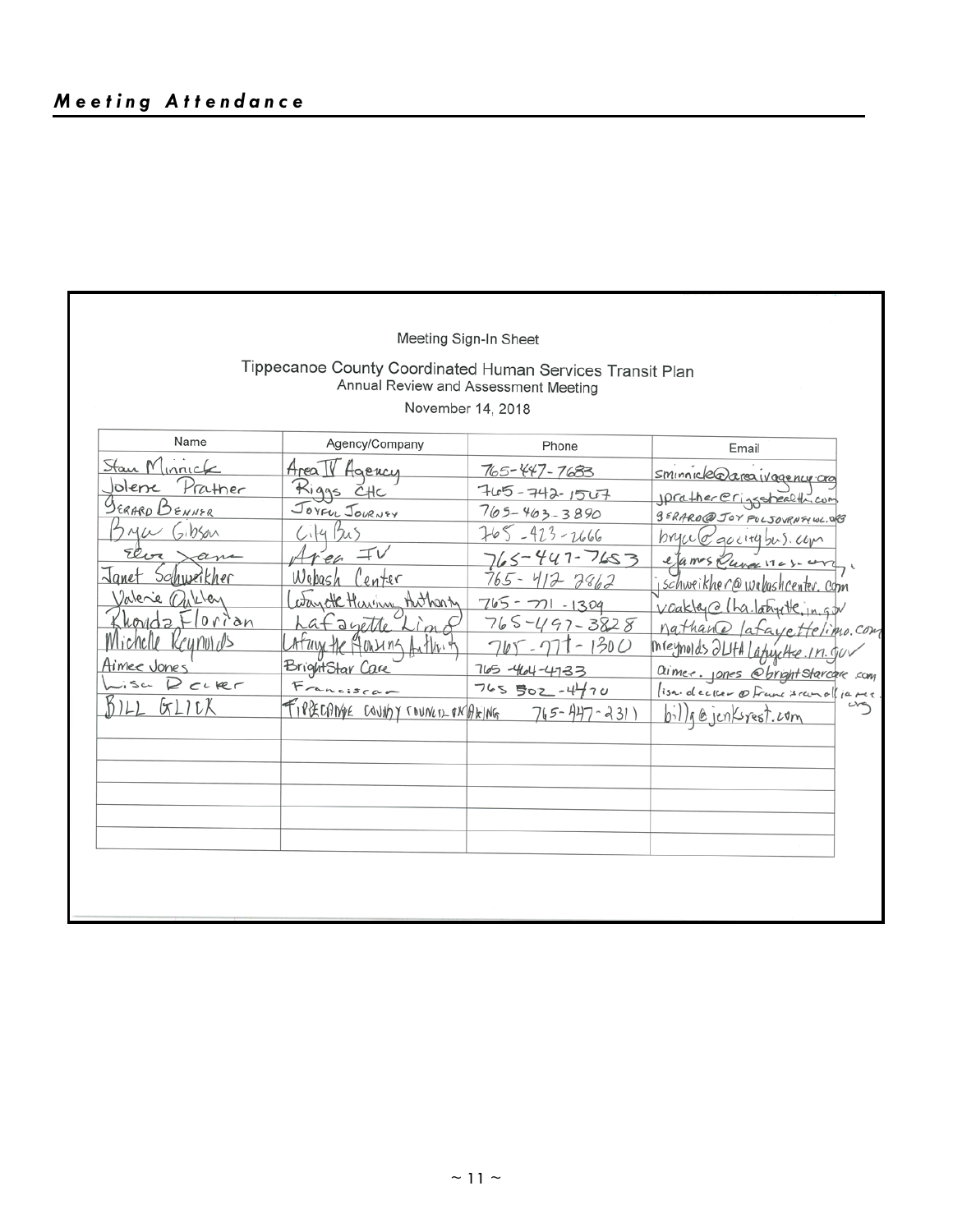# ***Meeting Attendance***

Meeting Sign-In Sheet

Tippecanoe County Coordinated Human Services Transit Plan
Annual Review and Assessment Meeting
November 14, 2018

| Name | Agency/Company | Phone | Email |
| --- | --- | --- | --- |
| Stan Minnick | Area IV Agency | 765-447-7683 | sminnick@areaivagency.org |
| Jolene Prather | Riggs CHC | 765-742-1567 | jprather@riggshealth.com |
| Gerard Benner | Joyful Journey | 765-463-3890 | gerard@joyfuljourneyinc.org |
| Bryce Gibson | City Bus | 765-423-2666 | bryce@gocitybus.com |
| Elena James | Area IV | 765-447-7653 | ejames@areaivagency.org |
| Janet Schweikher | Wabash Center | 765-412-2862 | jschweikher@wabashcenter.com |
| Valerie Oakley | Lafayette Housing Authority | 765-771-1309 | voakley@lha.lafayette.in.gov |
| Rhonda Florian | Lafayette Limo | 765-497-3828 | nathan@lafayettelimo.com |
| Michelle Reynolds | Lafayette Housing Authority | 765-771-1300 | mreynolds@LHA.lafayette.in.gov |
| Aimee Jones | BrightStar Care | 765-464-4733 | aimee.jones@brightstarcare.com |
| Lisa Decker | Franciscan | 765 502-4470 | lisa.decker@franciscanalliance.org |
| BILL GLICK | TIPPECANOE COUNTY COUNCIL ON AGING | 765-447-2311 | billg@jenksrest.com |
| | | | |
| | | | |
| | | | |
| | | | |
| | | | |
| | | | |